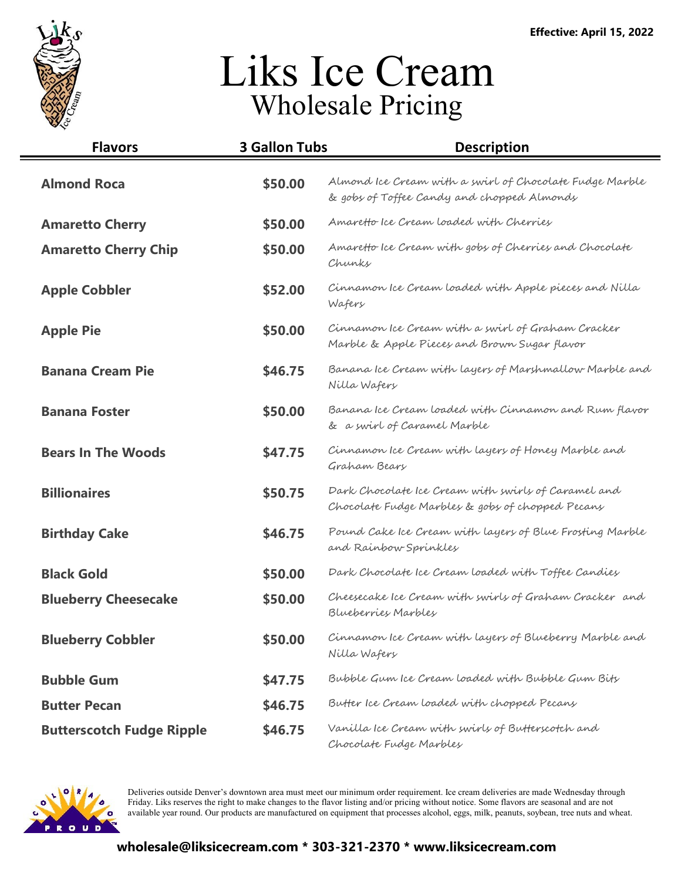Effective: April 15, 2022

# Liks Ice Cream

## Wholesale Pricing

| Flavors | 3 Gallon Tubs | Description |
|---|---|---|
| **Almond Roca** | **$50.00** | Almond Ice Cream with a swirl of Chocolate Fudge Marble & gobs of Toffee Candy and chopped Almonds |
| **Amaretto Cherry** | **$50.00** | Amaretto Ice Cream loaded with Cherries |
| **Amaretto Cherry Chip** | **$50.00** | Amaretto Ice Cream with gobs of Cherries and Chocolate Chunks |
| **Apple Cobbler** | **$52.00** | Cinnamon Ice Cream loaded with Apple pieces and Nilla Wafers |
| **Apple Pie** | **$50.00** | Cinnamon Ice Cream with a swirl of Graham Cracker Marble & Apple Pieces and Brown Sugar flavor |
| **Banana Cream Pie** | **$46.75** | Banana Ice Cream with layers of Marshmallow Marble and Nilla Wafers |
| **Banana Foster** | **$50.00** | Banana Ice Cream loaded with Cinnamon and Rum flavor & a swirl of Caramel Marble |
| **Bears In The Woods** | **$47.75** | Cinnamon Ice Cream with layers of Honey Marble and Graham Bears |
| **Billionaires** | **$50.75** | Dark Chocolate Ice Cream with swirls of Caramel and Chocolate Fudge Marbles & gobs of chopped Pecans |
| **Birthday Cake** | **$46.75** | Pound Cake Ice Cream with layers of Blue Frosting Marble and Rainbow Sprinkles |
| **Black Gold** | **$50.00** | Dark Chocolate Ice Cream loaded with Toffee Candies |
| **Blueberry Cheesecake** | **$50.00** | Cheesecake Ice Cream with swirls of Graham Cracker and Blueberries Marbles |
| **Blueberry Cobbler** | **$50.00** | Cinnamon Ice Cream with layers of Blueberry Marble and Nilla Wafers |
| **Bubble Gum** | **$47.75** | Bubble Gum Ice Cream loaded with Bubble Gum Bits |
| **Butter Pecan** | **$46.75** | Butter Ice Cream loaded with chopped Pecans |
| **Butterscotch Fudge Ripple** | **$46.75** | Vanilla Ice Cream with swirls of Butterscotch and Chocolate Fudge Marbles |

Deliveries outside Denver's downtown area must meet our minimum order requirement. Ice cream deliveries are made Wednesday through Friday. Liks reserves the right to make changes to the flavor listing and/or pricing without notice. Some flavors are seasonal and are not available year round. Our products are manufactured on equipment that processes alcohol, eggs, milk, peanuts, soybean, tree nuts and wheat.

**wholesale@liksicecream.com * 303-321-2370 * www.liksicecream.com**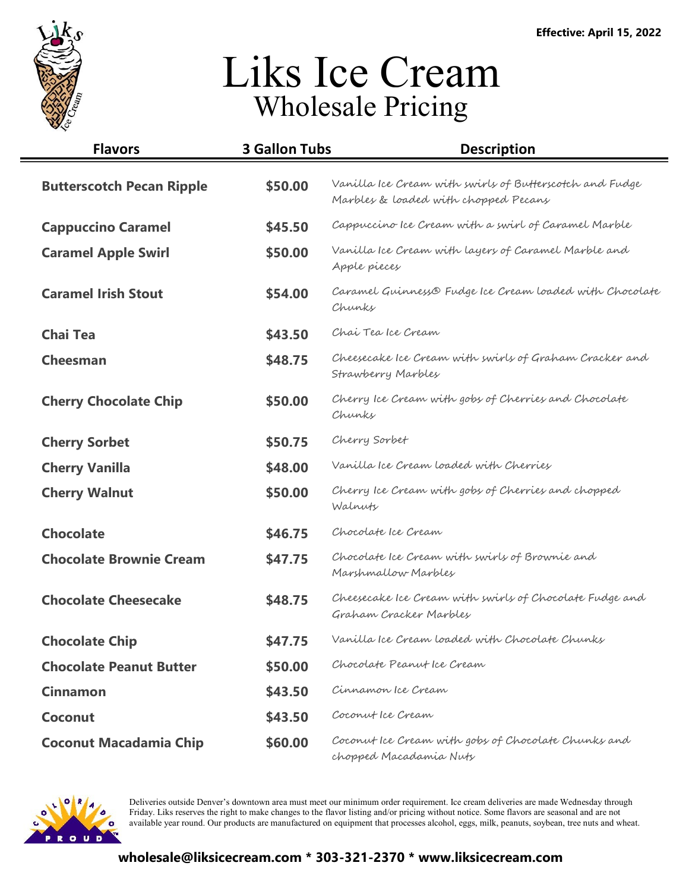Effective: April 15, 2022

# Liks Ice Cream
## Wholesale Pricing

| Flavors | 3 Gallon Tubs | Description |
|---|---|---|
| **Butterscotch Pecan Ripple** | **$50.00** | *Vanilla Ice Cream with swirls of Butterscotch and Fudge Marbles & loaded with chopped Pecans* |
| **Cappuccino Caramel** | **$45.50** | *Cappuccino Ice Cream with a swirl of Caramel Marble* |
| **Caramel Apple Swirl** | **$50.00** | *Vanilla Ice Cream with layers of Caramel Marble and Apple pieces* |
| **Caramel Irish Stout** | **$54.00** | *Caramel Guinness® Fudge Ice Cream loaded with Chocolate Chunks* |
| **Chai Tea** | **$43.50** | *Chai Tea Ice Cream* |
| **Cheesman** | **$48.75** | *Cheesecake Ice Cream with swirls of Graham Cracker and Strawberry Marbles* |
| **Cherry Chocolate Chip** | **$50.00** | *Cherry Ice Cream with gobs of Cherries and Chocolate Chunks* |
| **Cherry Sorbet** | **$50.75** | *Cherry Sorbet* |
| **Cherry Vanilla** | **$48.00** | *Vanilla Ice Cream loaded with Cherries* |
| **Cherry Walnut** | **$50.00** | *Cherry Ice Cream with gobs of Cherries and chopped Walnuts* |
| **Chocolate** | **$46.75** | *Chocolate Ice Cream* |
| **Chocolate Brownie Cream** | **$47.75** | *Chocolate Ice Cream with swirls of Brownie and Marshmallow Marbles* |
| **Chocolate Cheesecake** | **$48.75** | *Cheesecake Ice Cream with swirls of Chocolate Fudge and Graham Cracker Marbles* |
| **Chocolate Chip** | **$47.75** | *Vanilla Ice Cream loaded with Chocolate Chunks* |
| **Chocolate Peanut Butter** | **$50.00** | *Chocolate Peanut Ice Cream* |
| **Cinnamon** | **$43.50** | *Cinnamon Ice Cream* |
| **Coconut** | **$43.50** | *Coconut Ice Cream* |
| **Coconut Macadamia Chip** | **$60.00** | *Coconut Ice Cream with gobs of Chocolate Chunks and chopped Macadamia Nuts* |

Deliveries outside Denver's downtown area must meet our minimum order requirement. Ice cream deliveries are made Wednesday through Friday. Liks reserves the right to make changes to the flavor listing and/or pricing without notice. Some flavors are seasonal and are not available year round. Our products are manufactured on equipment that processes alcohol, eggs, milk, peanuts, soybean, tree nuts and wheat.

**wholesale@liksicecream.com * 303-321-2370 * www.liksicecream.com**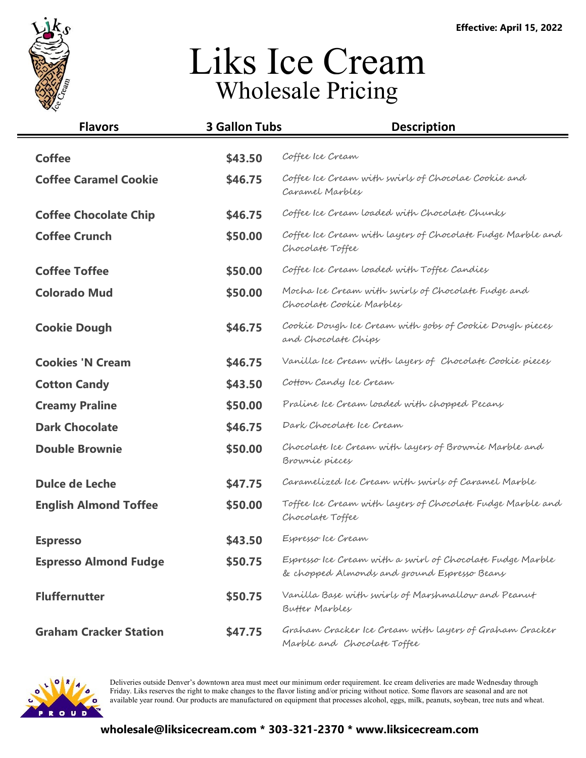Effective: April 15, 2022

# Liks Ice Cream
## Wholesale Pricing

| Flavors | 3 Gallon Tubs | Description |
|---|---|---|
| **Coffee** | **$43.50** | *Coffee Ice Cream* |
| **Coffee Caramel Cookie** | **$46.75** | *Coffee Ice Cream with swirls of Chocolae Cookie and Caramel Marbles* |
| **Coffee Chocolate Chip** | **$46.75** | *Coffee Ice Cream loaded with Chocolate Chunks* |
| **Coffee Crunch** | **$50.00** | *Coffee Ice Cream with layers of Chocolate Fudge Marble and Chocolate Toffee* |
| **Coffee Toffee** | **$50.00** | *Coffee Ice Cream loaded with Toffee Candies* |
| **Colorado Mud** | **$50.00** | *Mocha Ice Cream with swirls of Chocolate Fudge and Chocolate Cookie Marbles* |
| **Cookie Dough** | **$46.75** | *Cookie Dough Ice Cream with gobs of Cookie Dough pieces and Chocolate Chips* |
| **Cookies 'N Cream** | **$46.75** | *Vanilla Ice Cream with layers of Chocolate Cookie pieces* |
| **Cotton Candy** | **$43.50** | *Cotton Candy Ice Cream* |
| **Creamy Praline** | **$50.00** | *Praline Ice Cream loaded with chopped Pecans* |
| **Dark Chocolate** | **$46.75** | *Dark Chocolate Ice Cream* |
| **Double Brownie** | **$50.00** | *Chocolate Ice Cream with layers of Brownie Marble and Brownie pieces* |
| **Dulce de Leche** | **$47.75** | *Caramelized Ice Cream with swirls of Caramel Marble* |
| **English Almond Toffee** | **$50.00** | *Toffee Ice Cream with layers of Chocolate Fudge Marble and Chocolate Toffee* |
| **Espresso** | **$43.50** | *Espresso Ice Cream* |
| **Espresso Almond Fudge** | **$50.75** | *Espresso Ice Cream with a swirl of Chocolate Fudge Marble & chopped Almonds and ground Espresso Beans* |
| **Fluffernutter** | **$50.75** | *Vanilla Base with swirls of Marshmallow and Peanut Butter Marbles* |
| **Graham Cracker Station** | **$47.75** | *Graham Cracker Ice Cream with layers of Graham Cracker Marble and Chocolate Toffee* |

Deliveries outside Denver's downtown area must meet our minimum order requirement. Ice cream deliveries are made Wednesday through Friday. Liks reserves the right to make changes to the flavor listing and/or pricing without notice. Some flavors are seasonal and are not available year round. Our products are manufactured on equipment that processes alcohol, eggs, milk, peanuts, soybean, tree nuts and wheat.

**wholesale@liksicecream.com * 303-321-2370 * www.liksicecream.com**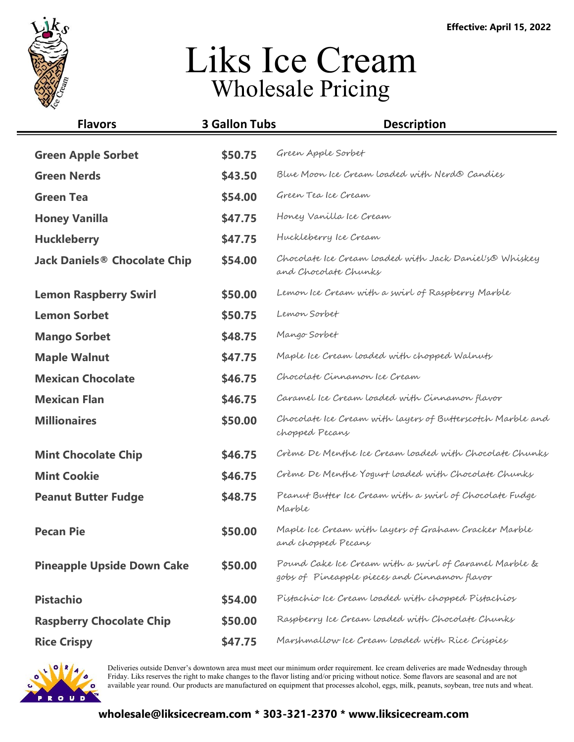Effective: April 15, 2022

# Liks Ice Cream
## Wholesale Pricing

| Flavors | 3 Gallon Tubs | Description |
|---|---|---|
| **Green Apple Sorbet** | **$50.75** | *Green Apple Sorbet* |
| **Green Nerds** | **$43.50** | *Blue Moon Ice Cream loaded with Nerd® Candies* |
| **Green Tea** | **$54.00** | *Green Tea Ice Cream* |
| **Honey Vanilla** | **$47.75** | *Honey Vanilla Ice Cream* |
| **Huckleberry** | **$47.75** | *Huckleberry Ice Cream* |
| **Jack Daniels® Chocolate Chip** | **$54.00** | *Chocolate Ice Cream loaded with Jack Daniel's® Whiskey and Chocolate Chunks* |
| **Lemon Raspberry Swirl** | **$50.00** | *Lemon Ice Cream with a swirl of Raspberry Marble* |
| **Lemon Sorbet** | **$50.75** | *Lemon Sorbet* |
| **Mango Sorbet** | **$48.75** | *Mango Sorbet* |
| **Maple Walnut** | **$47.75** | *Maple Ice Cream loaded with chopped Walnuts* |
| **Mexican Chocolate** | **$46.75** | *Chocolate Cinnamon Ice Cream* |
| **Mexican Flan** | **$46.75** | *Caramel Ice Cream loaded with Cinnamon flavor* |
| **Millionaires** | **$50.00** | *Chocolate Ice Cream with layers of Butterscotch Marble and chopped Pecans* |
| **Mint Chocolate Chip** | **$46.75** | *Crème De Menthe Ice Cream loaded with Chocolate Chunks* |
| **Mint Cookie** | **$46.75** | *Crème De Menthe Yogurt loaded with Chocolate Chunks* |
| **Peanut Butter Fudge** | **$48.75** | *Peanut Butter Ice Cream with a swirl of Chocolate Fudge Marble* |
| **Pecan Pie** | **$50.00** | *Maple Ice Cream with layers of Graham Cracker Marble and chopped Pecans* |
| **Pineapple Upside Down Cake** | **$50.00** | *Pound Cake Ice Cream with a swirl of Caramel Marble & gobs of Pineapple pieces and Cinnamon flavor* |
| **Pistachio** | **$54.00** | *Pistachio Ice Cream loaded with chopped Pistachios* |
| **Raspberry Chocolate Chip** | **$50.00** | *Raspberry Ice Cream loaded with Chocolate Chunks* |
| **Rice Crispy** | **$47.75** | *Marshmallow Ice Cream loaded with Rice Crispies* |

Deliveries outside Denver's downtown area must meet our minimum order requirement. Ice cream deliveries are made Wednesday through Friday. Liks reserves the right to make changes to the flavor listing and/or pricing without notice. Some flavors are seasonal and are not available year round. Our products are manufactured on equipment that processes alcohol, eggs, milk, peanuts, soybean, tree nuts and wheat.

**wholesale@liksicecream.com * 303-321-2370 * www.liksicecream.com**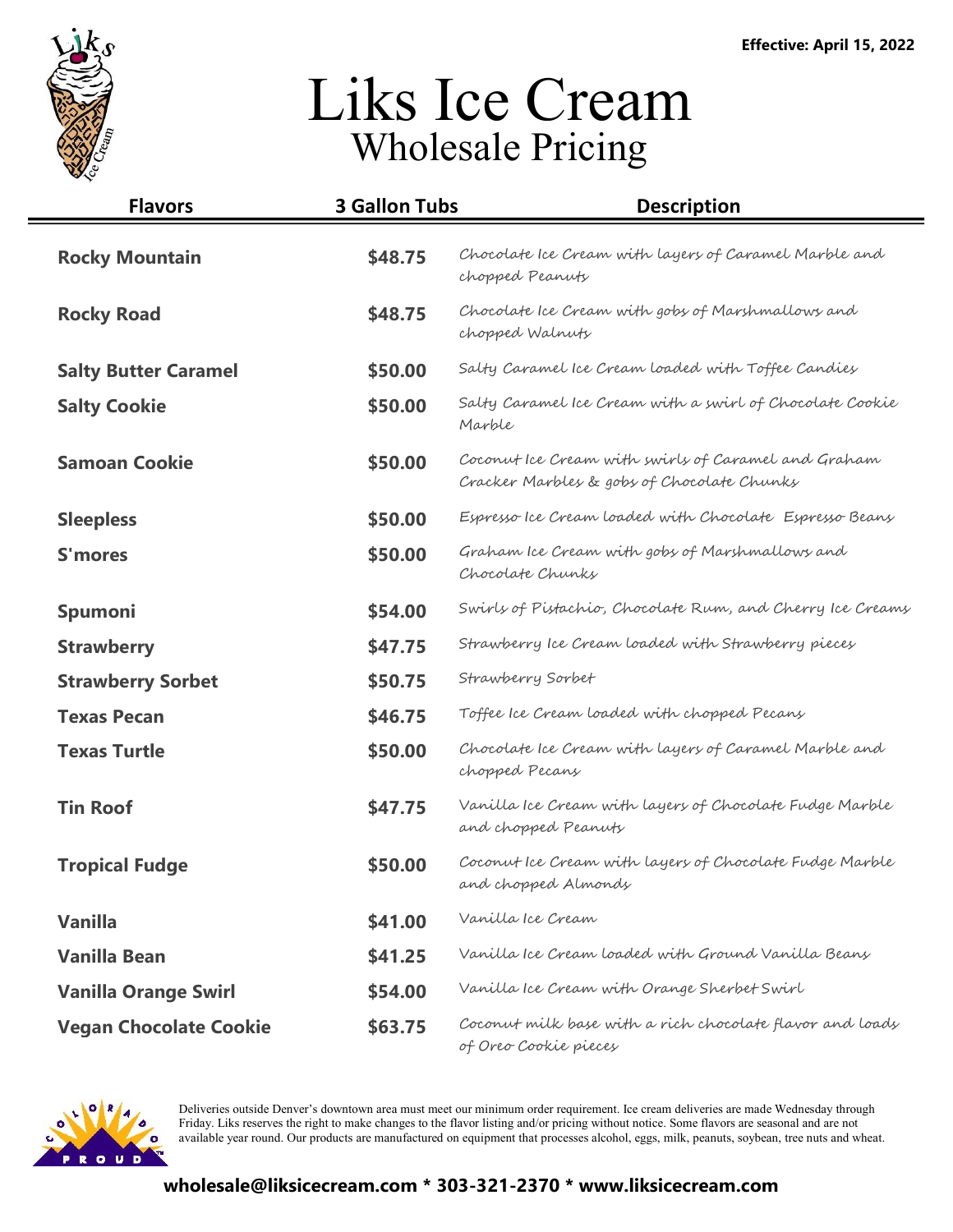Effective: April 15, 2022

# Liks Ice Cream
## Wholesale Pricing

| Flavors | 3 Gallon Tubs | Description |
|---|---|---|
| **Rocky Mountain** | **$48.75** | Chocolate Ice Cream with layers of Caramel Marble and chopped Peanuts |
| **Rocky Road** | **$48.75** | Chocolate Ice Cream with gobs of Marshmallows and chopped Walnuts |
| **Salty Butter Caramel** | **$50.00** | Salty Caramel Ice Cream loaded with Toffee Candies |
| **Salty Cookie** | **$50.00** | Salty Caramel Ice Cream with a swirl of Chocolate Cookie Marble |
| **Samoan Cookie** | **$50.00** | Coconut Ice Cream with swirls of Caramel and Graham Cracker Marbles & gobs of Chocolate Chunks |
| **Sleepless** | **$50.00** | Espresso Ice Cream loaded with Chocolate Espresso Beans |
| **S'mores** | **$50.00** | Graham Ice Cream with gobs of Marshmallows and Chocolate Chunks |
| **Spumoni** | **$54.00** | Swirls of Pistachio, Chocolate Rum, and Cherry Ice Creams |
| **Strawberry** | **$47.75** | Strawberry Ice Cream loaded with Strawberry pieces |
| **Strawberry Sorbet** | **$50.75** | Strawberry Sorbet |
| **Texas Pecan** | **$46.75** | Toffee Ice Cream loaded with chopped Pecans |
| **Texas Turtle** | **$50.00** | Chocolate Ice Cream with layers of Caramel Marble and chopped Pecans |
| **Tin Roof** | **$47.75** | Vanilla Ice Cream with layers of Chocolate Fudge Marble and chopped Peanuts |
| **Tropical Fudge** | **$50.00** | Coconut Ice Cream with layers of Chocolate Fudge Marble and chopped Almonds |
| **Vanilla** | **$41.00** | Vanilla Ice Cream |
| **Vanilla Bean** | **$41.25** | Vanilla Ice Cream loaded with Ground Vanilla Beans |
| **Vanilla Orange Swirl** | **$54.00** | Vanilla Ice Cream with Orange Sherbet Swirl |
| **Vegan Chocolate Cookie** | **$63.75** | Coconut milk base with a rich chocolate flavor and loads of Oreo Cookie pieces |

Deliveries outside Denver's downtown area must meet our minimum order requirement. Ice cream deliveries are made Wednesday through Friday. Liks reserves the right to make changes to the flavor listing and/or pricing without notice. Some flavors are seasonal and are not available year round. Our products are manufactured on equipment that processes alcohol, eggs, milk, peanuts, soybean, tree nuts and wheat.

**wholesale@liksicecream.com * 303-321-2370 * www.liksicecream.com**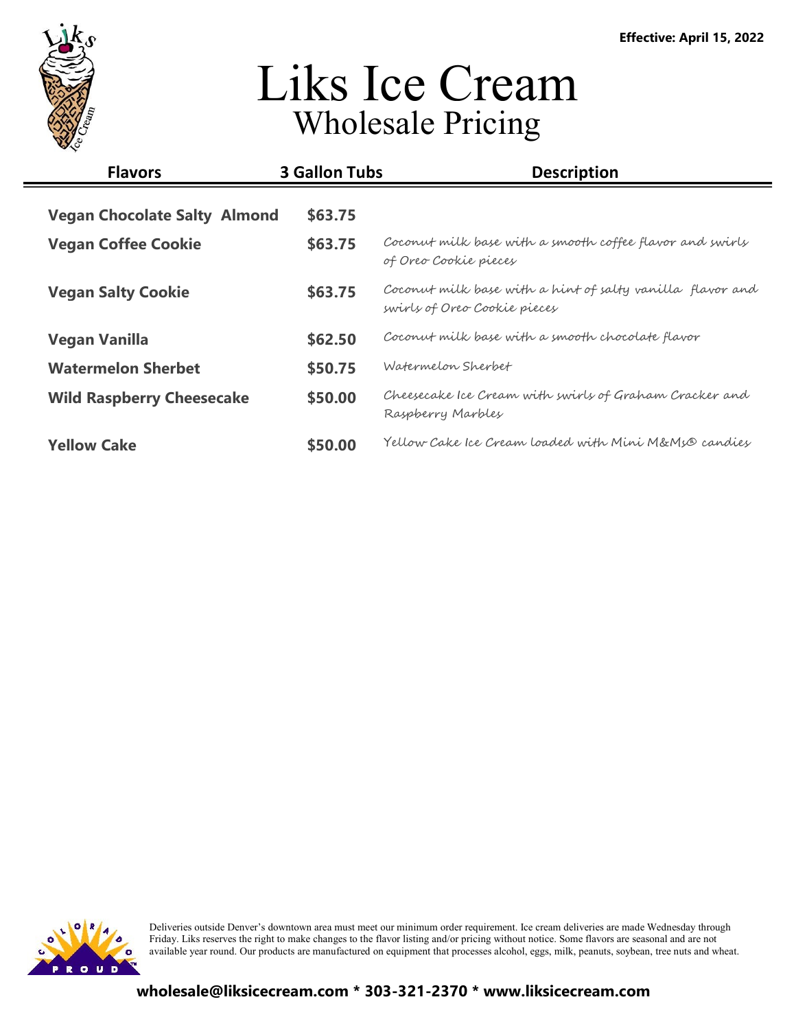Effective: April 15, 2022

# Liks Ice Cream
## Wholesale Pricing

| Flavors | 3 Gallon Tubs | Description |
|---|---|---|
| **Vegan Chocolate Salty Almond** | **$63.75** | |
| **Vegan Coffee Cookie** | **$63.75** | *Coconut milk base with a smooth coffee flavor and swirls of Oreo Cookie pieces* |
| **Vegan Salty Cookie** | **$63.75** | *Coconut milk base with a hint of salty vanilla flavor and swirls of Oreo Cookie pieces* |
| **Vegan Vanilla** | **$62.50** | *Coconut milk base with a smooth chocolate flavor* |
| **Watermelon Sherbet** | **$50.75** | *Watermelon Sherbet* |
| **Wild Raspberry Cheesecake** | **$50.00** | *Cheesecake Ice Cream with swirls of Graham Cracker and Raspberry Marbles* |
| **Yellow Cake** | **$50.00** | *Yellow Cake Ice Cream loaded with Mini M&Ms® candies* |

Deliveries outside Denver's downtown area must meet our minimum order requirement. Ice cream deliveries are made Wednesday through Friday. Liks reserves the right to make changes to the flavor listing and/or pricing without notice. Some flavors are seasonal and are not available year round. Our products are manufactured on equipment that processes alcohol, eggs, milk, peanuts, soybean, tree nuts and wheat.

**wholesale@liksicecream.com * 303-321-2370 * www.liksicecream.com**